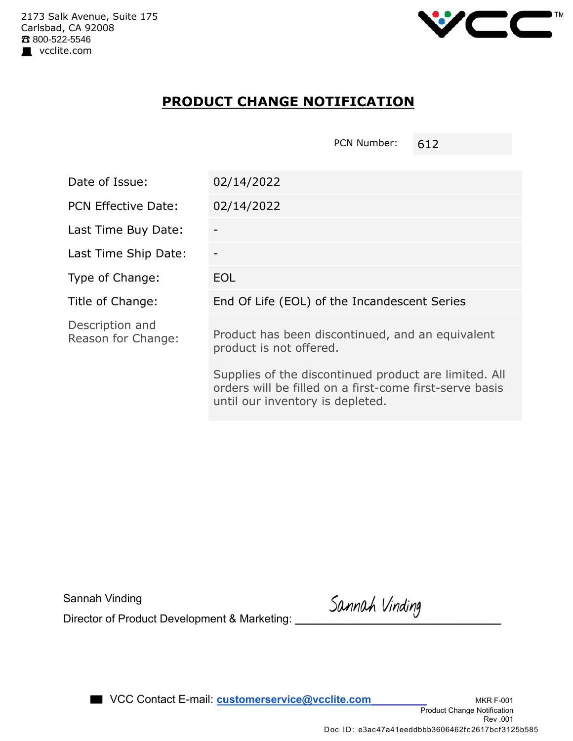2173 Salk Avenue, Suite 175
Carlsbad, CA 92008
☎ 800-522-5546
vcclite.com

# PRODUCT CHANGE NOTIFICATION

PCN Number: 612

| | |
|---|---|
| Date of Issue: | 02/14/2022 |
| PCN Effective Date: | 02/14/2022 |
| Last Time Buy Date: | - |
| Last Time Ship Date: | - |
| Type of Change: | EOL |
| Title of Change: | End Of Life (EOL) of the Incandescent Series |
| Description and Reason for Change: | Product has been discontinued, and an equivalent product is not offered.<br><br>Supplies of the discontinued product are limited. All orders will be filled on a first-come first-serve basis until our inventory is depleted. |

Sannah Vinding
Director of Product Development & Marketing: *Sannah Vinding*

VCC Contact E-mail: **customerservice@vcclite.com**

MKR F-001
Product Change Notification
Rev .001

Doc ID: e3ac47a41eeddbbb3606462fc2617bcf3125b585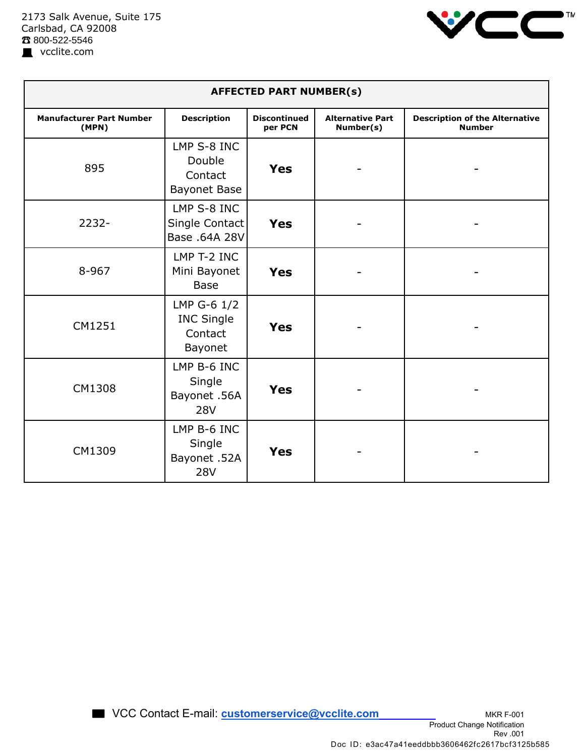2173 Salk Avenue, Suite 175
Carlsbad, CA 92008
800-522-5546
vcclite.com

| AFFECTED PART NUMBER(s) | | | | |
|---|---|---|---|---|
| **Manufacturer Part Number (MPN)** | **Description** | **Discontinued per PCN** | **Alternative Part Number(s)** | **Description of the Alternative Number** |
| 895 | LMP S-8 INC Double Contact Bayonet Base | **Yes** | - | - |
| 2232- | LMP S-8 INC Single Contact Base .64A 28V | **Yes** | - | - |
| 8-967 | LMP T-2 INC Mini Bayonet Base | **Yes** | - | - |
| CM1251 | LMP G-6 1/2 INC Single Contact Bayonet | **Yes** | - | - |
| CM1308 | LMP B-6 INC Single Bayonet .56A 28V | **Yes** | - | - |
| CM1309 | LMP B-6 INC Single Bayonet .52A 28V | **Yes** | - | - |

VCC Contact E-mail: **customerservice@vcclite.com**

MKR F-001
Product Change Notification
Rev .001

Doc ID: e3ac47a41eeddbbb3606462fc2617bcf3125b585